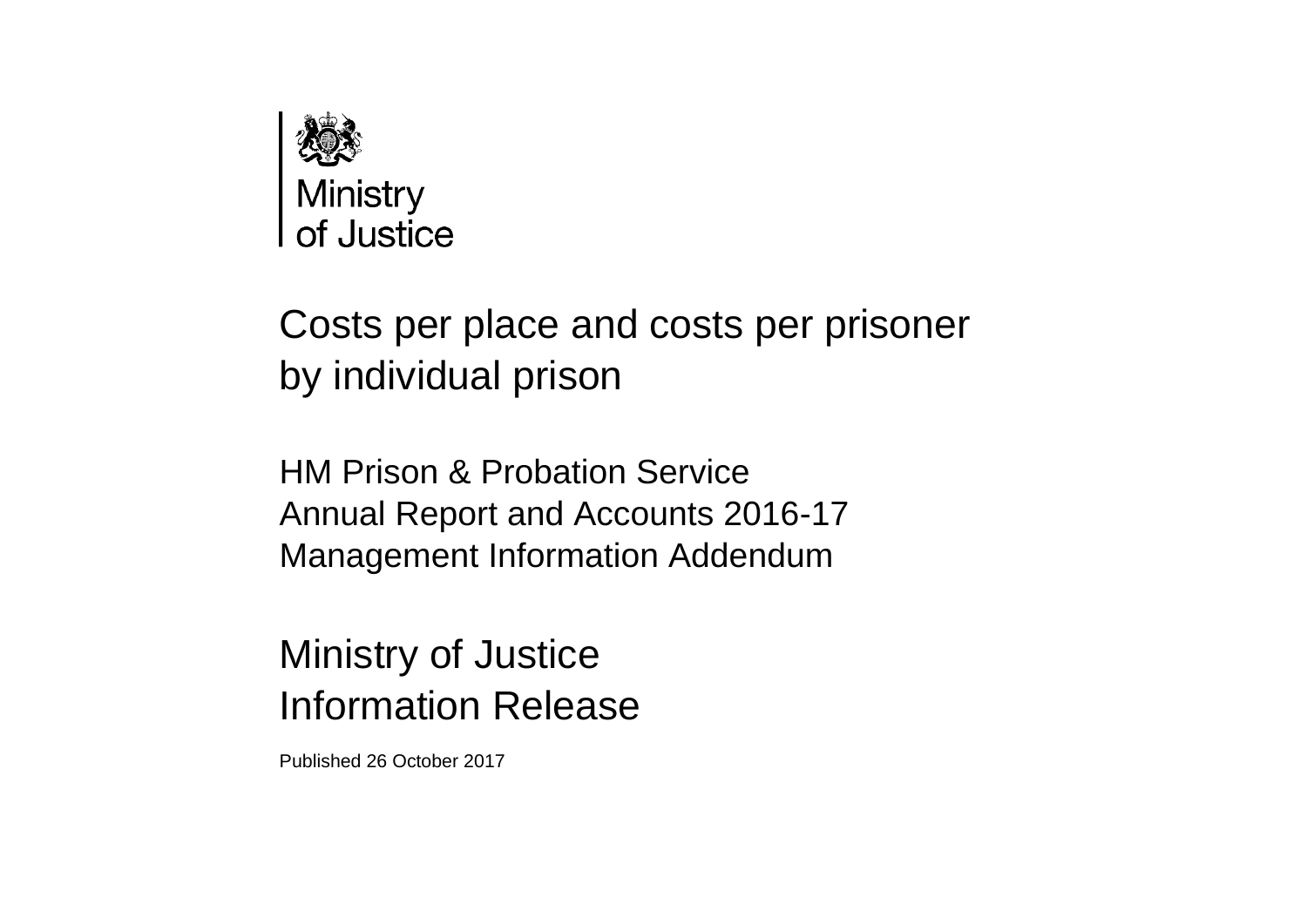Ministry of Justice

# Costs per place and costs per prisoner by individual prison

HM Prison & Probation Service
Annual Report and Accounts 2016-17
Management Information Addendum

## Ministry of Justice Information Release

Published 26 October 2017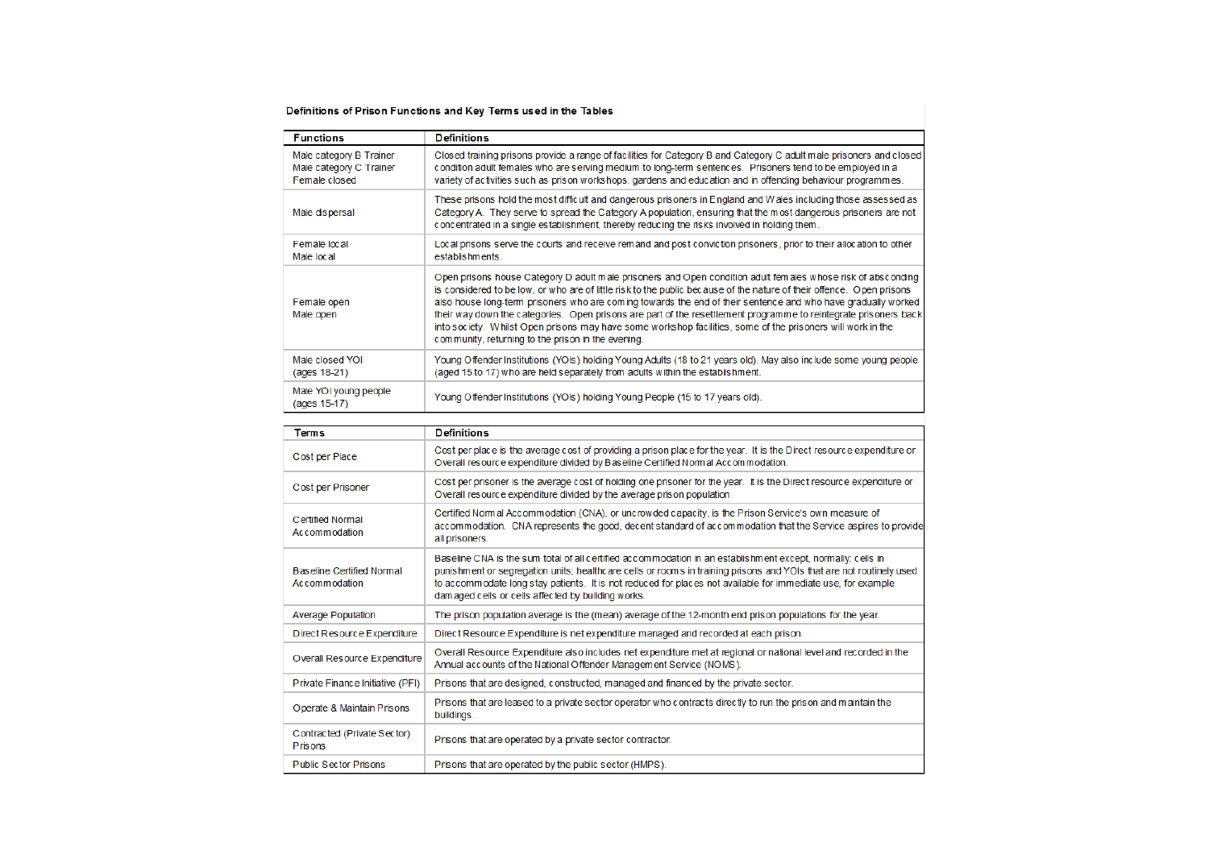**Definitions of Prison Functions and Key Terms used in the Tables**

| Functions | Definitions |
|---|---|
| Male category B Trainer<br>Male category C Trainer<br>Female closed | Closed training prisons provide a range of facilities for Category B and Category C adult male prisoners and closed condition adult females who are serving medium to long-term sentences. Prisoners tend to be employed in a variety of activities such as prison workshops, gardens and education and in offending behaviour programmes. |
| Male dispersal | These prisons hold the most difficult and dangerous prisoners in England and Wales including those assessed as Category A. They serve to spread the Category A population, ensuring that the most dangerous prisoners are not concentrated in a single establishment, thereby reducing the risks involved in holding them. |
| Female local<br>Male local | Local prisons serve the courts and receive remand and post conviction prisoners, prior to their allocation to other establishments. |
| Female open<br>Male open | Open prisons house Category D adult male prisoners and Open condition adult females whose risk of absconding is considered to be low, or who are of little risk to the public because of the nature of their offence. Open prisons also house long-term prisoners who are coming towards the end of their sentence and who have gradually worked their way down the categories. Open prisons are part of the resettlement programme to reintegrate prisoners back into society. Whilst Open prisons may have some workshop facilities, some of the prisoners will work in the community, returning to the prison in the evening. |
| Male closed YOI<br>(ages 18-21) | Young Offender Institutions (YOIs) holding Young Adults (18 to 21 years old). May also include some young people (aged 15 to 17) who are held separately from adults within the establishment. |
| Male YOI young people<br>(ages 15-17) | Young Offender Institutions (YOIs) holding Young People (15 to 17 years old). |

| Terms | Definitions |
|---|---|
| Cost per Place | Cost per place is the average cost of providing a prison place for the year. It is the Direct resource expenditure or Overall resource expenditure divided by Baseline Certified Normal Accommodation. |
| Cost per Prisoner | Cost per prisoner is the average cost of holding one prisoner for the year. It is the Direct resource expenditure or Overall resource expenditure divided by the average prison population |
| Certified Normal Accommodation | Certified Normal Accommodation (CNA), or uncrowded capacity, is the Prison Service's own measure of accommodation. CNA represents the good, decent standard of accommodation that the Service aspires to provide all prisoners. |
| Baseline Certified Normal Accommodation | Baseline CNA is the sum total of all certified accommodation in an establishment except, normally: cells in punishment or segregation units; healthcare cells or rooms in training prisons and YOIs that are not routinely used to accommodate long stay patients. It is not reduced for places not available for immediate use, for example damaged cells or cells affected by building works. |
| Average Population | The prison population average is the (mean) average of the 12-month end prison populations for the year. |
| Direct Resource Expenditure | Direct Resource Expenditure is net expenditure managed and recorded at each prison. |
| Overall Resource Expenditure | Overall Resource Expenditure also includes net expenditure met at regional or national level and recorded in the Annual accounts of the National Offender Management Service (NOMS). |
| Private Finance Initiative (PFI) | Prisons that are designed, constructed, managed and financed by the private sector. |
| Operate & Maintain Prisons | Prisons that are leased to a private sector operator who contracts directly to run the prison and maintain the buildings. |
| Contracted (Private Sector) Prisons | Prisons that are operated by a private sector contractor. |
| Public Sector Prisons | Prisons that are operated by the public sector (HMPS). |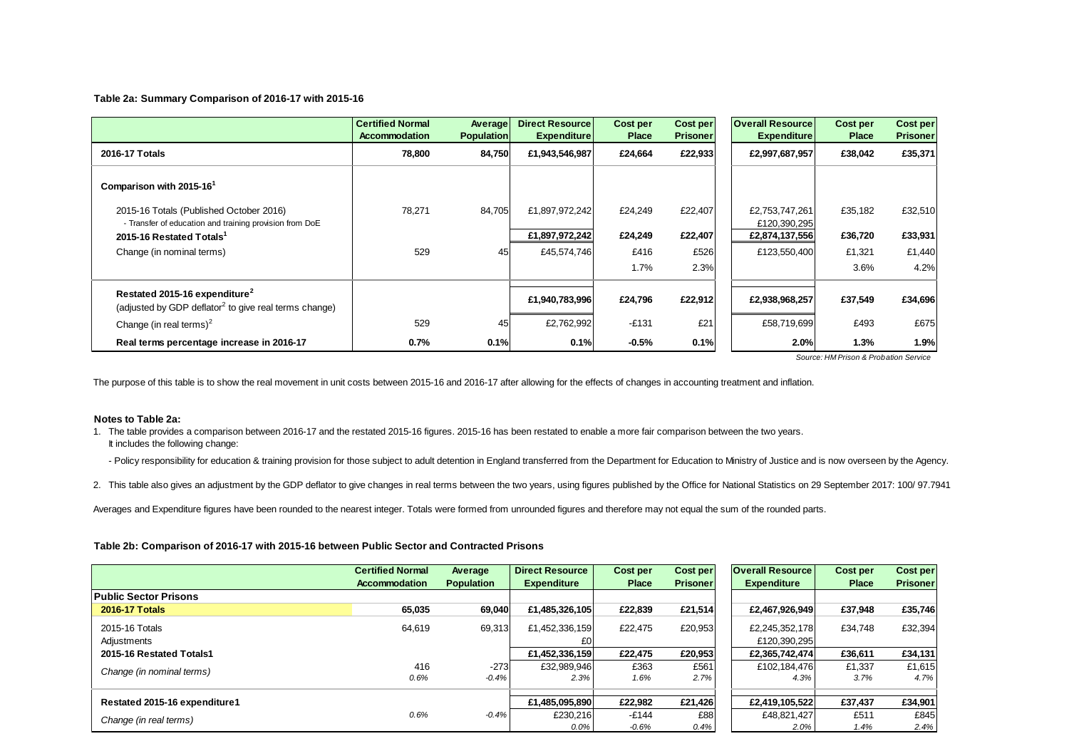**Table 2a: Summary Comparison of 2016-17 with 2015-16**

| | Certified Normal Accommodation | Average Population | Direct Resource Expenditure | Cost per Place | Cost per Prisoner | Overall Resource Expenditure | Cost per Place | Cost per Prisoner |
|---|---|---|---|---|---|---|---|---|
| **2016-17 Totals** | **78,800** | **84,750** | **£1,943,546,987** | **£24,664** | **£22,933** | **£2,997,687,957** | **£38,042** | **£35,371** |
| **Comparison with 2015-16[1]** | | | | | | | | |
| 2015-16 Totals (Published October 2016) | 78,271 | 84,705 | £1,897,972,242 | £24,249 | £22,407 | £2,753,747,261 | £35,182 | £32,510 |
| - Transfer of education and training provision from DoE | | | | | | £120,390,295 | | |
| **2015-16 Restated Totals[1]** | | | **£1,897,972,242** | **£24,249** | **£22,407** | **£2,874,137,556** | **£36,720** | **£33,931** |
| Change (in nominal terms) | 529 | 45 | £45,574,746 | £416 | £526 | £123,550,400 | £1,321 | £1,440 |
| | | | | 1.7% | 2.3% | | 3.6% | 4.2% |
| **Restated 2015-16 expenditure[2]** (adjusted by GDP deflator[2] to give real terms change) | | | **£1,940,783,996** | **£24,796** | **£22,912** | **£2,938,968,257** | **£37,549** | **£34,696** |
| Change (in real terms)[2] | 529 | 45 | £2,762,992 | -£131 | £21 | £58,719,699 | £493 | £675 |
| **Real terms percentage increase in 2016-17** | **0.7%** | **0.1%** | **0.1%** | **-0.5%** | **0.1%** | **2.0%** | **1.3%** | **1.9%** |

*Source: HM Prison & Probation Service*

The purpose of this table is to show the real movement in unit costs between 2015-16 and 2016-17 after allowing for the effects of changes in accounting treatment and inflation.

**Notes to Table 2a:**

1. The table provides a comparison between 2016-17 and the restated 2015-16 figures. 2015-16 has been restated to enable a more fair comparison between the two years. It includes the following change:

   - Policy responsibility for education & training provision for those subject to adult detention in England transferred from the Department for Education to Ministry of Justice and is now overseen by the Agency.

2. This table also gives an adjustment by the GDP deflator to give changes in real terms between the two years, using figures published by the Office for National Statistics on 29 September 2017: 100/ 97.7941

Averages and Expenditure figures have been rounded to the nearest integer. Totals were formed from unrounded figures and therefore may not equal the sum of the rounded parts.

**Table 2b: Comparison of 2016-17 with 2015-16 between Public Sector and Contracted Prisons**

| | Certified Normal Accommodation | Average Population | Direct Resource Expenditure | Cost per Place | Cost per Prisoner | Overall Resource Expenditure | Cost per Place | Cost per Prisoner |
|---|---|---|---|---|---|---|---|---|
| **Public Sector Prisons** | | | | | | | | |
| **2016-17 Totals** | **65,035** | **69,040** | **£1,485,326,105** | **£22,839** | **£21,514** | **£2,467,926,949** | **£37,948** | **£35,746** |
| 2015-16 Totals | 64,619 | 69,313 | £1,452,336,159 | £22,475 | £20,953 | £2,245,352,178 | £34,748 | £32,394 |
| Adjustments | | | £0 | | | £120,390,295 | | |
| **2015-16 Restated Totals1** | | | **£1,452,336,159** | **£22,475** | **£20,953** | **£2,365,742,474** | **£36,611** | **£34,131** |
| *Change (in nominal terms)* | 416 | -273 | £32,989,946 | £363 | £561 | £102,184,476 | £1,337 | £1,615 |
| | *0.6%* | *-0.4%* | *2.3%* | *1.6%* | *2.7%* | *4.3%* | *3.7%* | *4.7%* |
| **Restated 2015-16 expenditure1** | | | **£1,485,095,890** | **£22,982** | **£21,426** | **£2,419,105,522** | **£37,437** | **£34,901** |
| *Change (in real terms)* | *0.6%* | *-0.4%* | £230,216 | -£144 | £88 | £48,821,427 | £511 | £845 |
| | | | *0.0%* | *-0.6%* | *0.4%* | *2.0%* | *1.4%* | *2.4%* |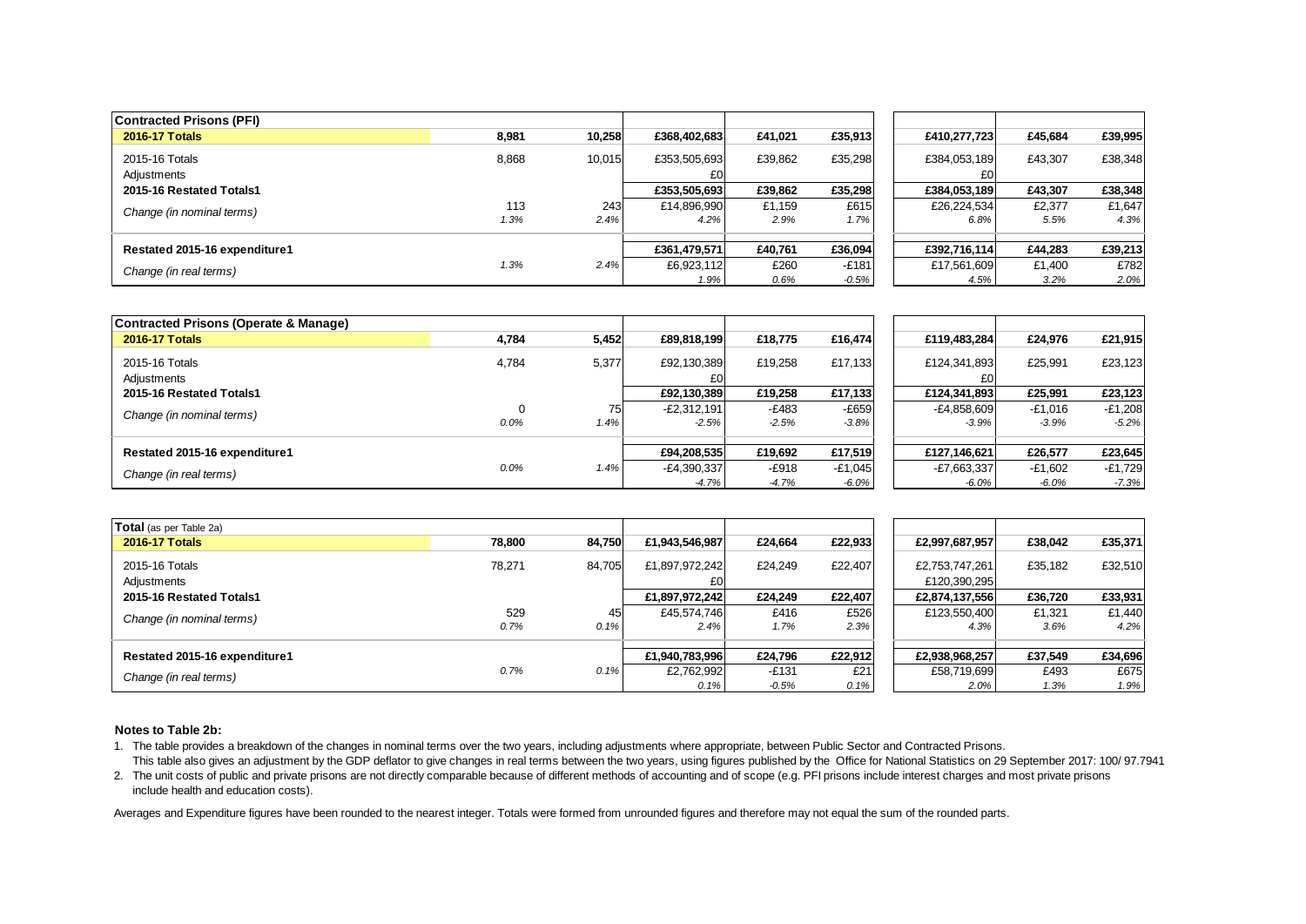| Contracted Prisons (PFI) | | | | | | | | |
|---|---|---|---|---|---|---|---|---|
| **2016-17 Totals** | **8,981** | **10,258** | **£368,402,683** | **£41,021** | **£35,913** | **£410,277,723** | **£45,684** | **£39,995** |
| 2015-16 Totals | 8,868 | 10,015 | £353,505,693 | £39,862 | £35,298 | £384,053,189 | £43,307 | £38,348 |
| Adjustments | | | £0 | | | £0 | | |
| **2015-16 Restated Totals1** | | | **£353,505,693** | **£39,862** | **£35,298** | **£384,053,189** | **£43,307** | **£38,348** |
| *Change (in nominal terms)* | 113 | 243 | £14,896,990 | £1,159 | £615 | £26,224,534 | £2,377 | £1,647 |
| | *1.3%* | *2.4%* | *4.2%* | *2.9%* | *1.7%* | *6.8%* | *5.5%* | *4.3%* |
| **Restated 2015-16 expenditure1** | | | **£361,479,571** | **£40,761** | **£36,094** | **£392,716,114** | **£44,283** | **£39,213** |
| *Change (in real terms)* | *1.3%* | *2.4%* | £6,923,112 | £260 | -£181 | £17,561,609 | £1,400 | £782 |
| | | | *1.9%* | *0.6%* | *-0.5%* | *4.5%* | *3.2%* | *2.0%* |

| Contracted Prisons (Operate & Manage) | | | | | | | | |
|---|---|---|---|---|---|---|---|---|
| **2016-17 Totals** | **4,784** | **5,452** | **£89,818,199** | **£18,775** | **£16,474** | **£119,483,284** | **£24,976** | **£21,915** |
| 2015-16 Totals | 4,784 | 5,377 | £92,130,389 | £19,258 | £17,133 | £124,341,893 | £25,991 | £23,123 |
| Adjustments | | | £0 | | | £0 | | |
| **2015-16 Restated Totals1** | | | **£92,130,389** | **£19,258** | **£17,133** | **£124,341,893** | **£25,991** | **£23,123** |
| *Change (in nominal terms)* | 0 | 75 | -£2,312,191 | -£483 | -£659 | -£4,858,609 | -£1,016 | -£1,208 |
| | *0.0%* | *1.4%* | *-2.5%* | *-2.5%* | *-3.8%* | *-3.9%* | *-3.9%* | *-5.2%* |
| **Restated 2015-16 expenditure1** | | | **£94,208,535** | **£19,692** | **£17,519** | **£127,146,621** | **£26,577** | **£23,645** |
| *Change (in real terms)* | *0.0%* | *1.4%* | -£4,390,337 | -£918 | -£1,045 | -£7,663,337 | -£1,602 | -£1,729 |
| | | | *-4.7%* | *-4.7%* | *-6.0%* | *-6.0%* | *-6.0%* | *-7.3%* |

| **Total** (as per Table 2a) | | | | | | | | |
|---|---|---|---|---|---|---|---|---|
| **2016-17 Totals** | **78,800** | **84,750** | **£1,943,546,987** | **£24,664** | **£22,933** | **£2,997,687,957** | **£38,042** | **£35,371** |
| 2015-16 Totals | 78,271 | 84,705 | £1,897,972,242 | £24,249 | £22,407 | £2,753,747,261 | £35,182 | £32,510 |
| Adjustments | | | £0 | | | £120,390,295 | | |
| **2015-16 Restated Totals1** | | | **£1,897,972,242** | **£24,249** | **£22,407** | **£2,874,137,556** | **£36,720** | **£33,931** |
| *Change (in nominal terms)* | 529 | 45 | £45,574,746 | £416 | £526 | £123,550,400 | £1,321 | £1,440 |
| | *0.7%* | *0.1%* | *2.4%* | *1.7%* | *2.3%* | *4.3%* | *3.6%* | *4.2%* |
| **Restated 2015-16 expenditure1** | | | **£1,940,783,996** | **£24,796** | **£22,912** | **£2,938,968,257** | **£37,549** | **£34,696** |
| *Change (in real terms)* | *0.7%* | *0.1%* | £2,762,992 | -£131 | £21 | £58,719,699 | £493 | £675 |
| | | | *0.1%* | *-0.5%* | *0.1%* | *2.0%* | *1.3%* | *1.9%* |

**Notes to Table 2b:**

1. The table provides a breakdown of the changes in nominal terms over the two years, including adjustments where appropriate, between Public Sector and Contracted Prisons.
   This table also gives an adjustment by the GDP deflator to give changes in real terms between the two years, using figures published by the Office for National Statistics on 29 September 2017: 100/ 97.7941
2. The unit costs of public and private prisons are not directly comparable because of different methods of accounting and of scope (e.g. PFI prisons include interest charges and most private prisons include health and education costs).

Averages and Expenditure figures have been rounded to the nearest integer. Totals were formed from unrounded figures and therefore may not equal the sum of the rounded parts.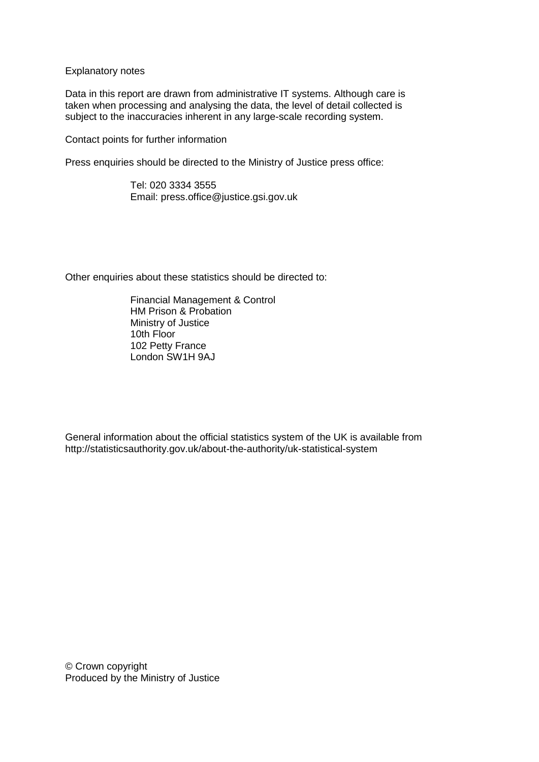Explanatory notes

Data in this report are drawn from administrative IT systems. Although care is taken when processing and analysing the data, the level of detail collected is subject to the inaccuracies inherent in any large-scale recording system.

Contact points for further information

Press enquiries should be directed to the Ministry of Justice press office:

Tel: 020 3334 3555
Email: press.office@justice.gsi.gov.uk

Other enquiries about these statistics should be directed to:

Financial Management & Control
HM Prison & Probation
Ministry of Justice
10th Floor
102 Petty France
London SW1H 9AJ

General information about the official statistics system of the UK is available from http://statisticsauthority.gov.uk/about-the-authority/uk-statistical-system

© Crown copyright
Produced by the Ministry of Justice